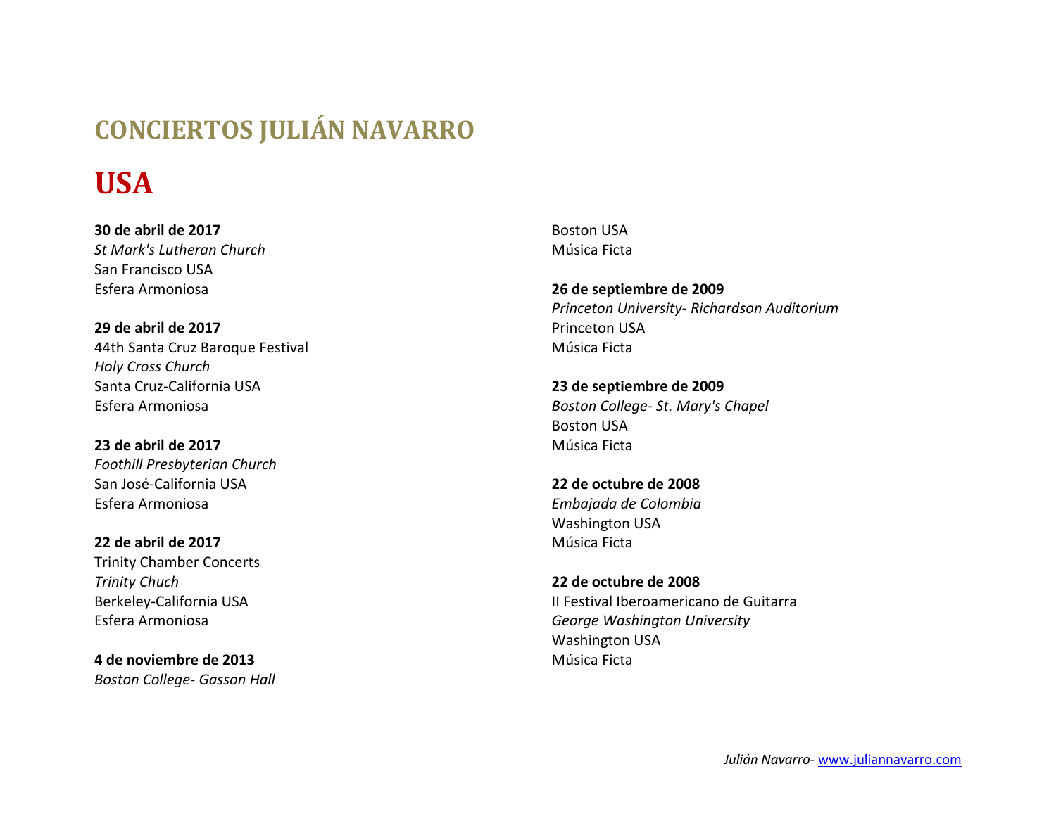# CONCIERTOS JULIÁN NAVARRO

## USA

**30 de abril de 2017**
*St Mark's Lutheran Church*
San Francisco USA
Esfera Armoniosa

**29 de abril de 2017**
44th Santa Cruz Baroque Festival
*Holy Cross Church*
Santa Cruz-California USA
Esfera Armoniosa

**23 de abril de 2017**
*Foothill Presbyterian Church*
San José-California USA
Esfera Armoniosa

**22 de abril de 2017**
Trinity Chamber Concerts
*Trinity Chuch*
Berkeley-California USA
Esfera Armoniosa

**4 de noviembre de 2013**
*Boston College- Gasson Hall*
Boston USA
Música Ficta

**26 de septiembre de 2009**
*Princeton University- Richardson Auditorium*
Princeton USA
Música Ficta

**23 de septiembre de 2009**
*Boston College- St. Mary's Chapel*
Boston USA
Música Ficta

**22 de octubre de 2008**
*Embajada de Colombia*
Washington USA
Música Ficta

**22 de octubre de 2008**
II Festival Iberoamericano de Guitarra
*George Washington University*
Washington USA
Música Ficta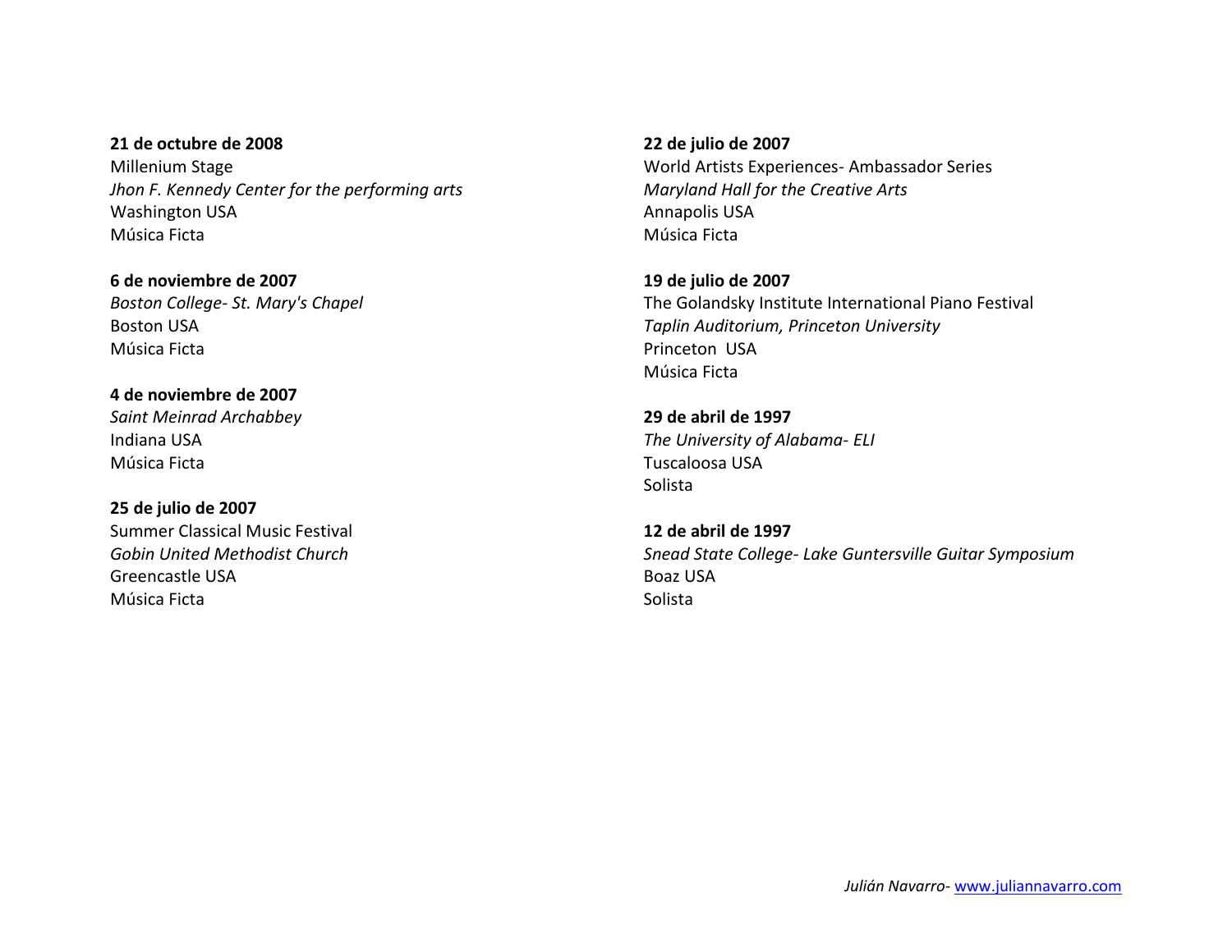**21 de octubre de 2008**
Millenium Stage
*Jhon F. Kennedy Center for the performing arts*
Washington USA
Música Ficta

**6 de noviembre de 2007**
*Boston College- St. Mary's Chapel*
Boston USA
Música Ficta

**4 de noviembre de 2007**
*Saint Meinrad Archabbey*
Indiana USA
Música Ficta

**25 de julio de 2007**
Summer Classical Music Festival
*Gobin United Methodist Church*
Greencastle USA
Música Ficta

**22 de julio de 2007**
World Artists Experiences- Ambassador Series
*Maryland Hall for the Creative Arts*
Annapolis USA
Música Ficta

**19 de julio de 2007**
The Golandsky Institute International Piano Festival
*Taplin Auditorium, Princeton University*
Princeton USA
Música Ficta

**29 de abril de 1997**
*The University of Alabama- ELI*
Tuscaloosa USA
Solista

**12 de abril de 1997**
*Snead State College- Lake Guntersville Guitar Symposium*
Boaz USA
Solista

*Julián Navarro*- www.juliannavarro.com